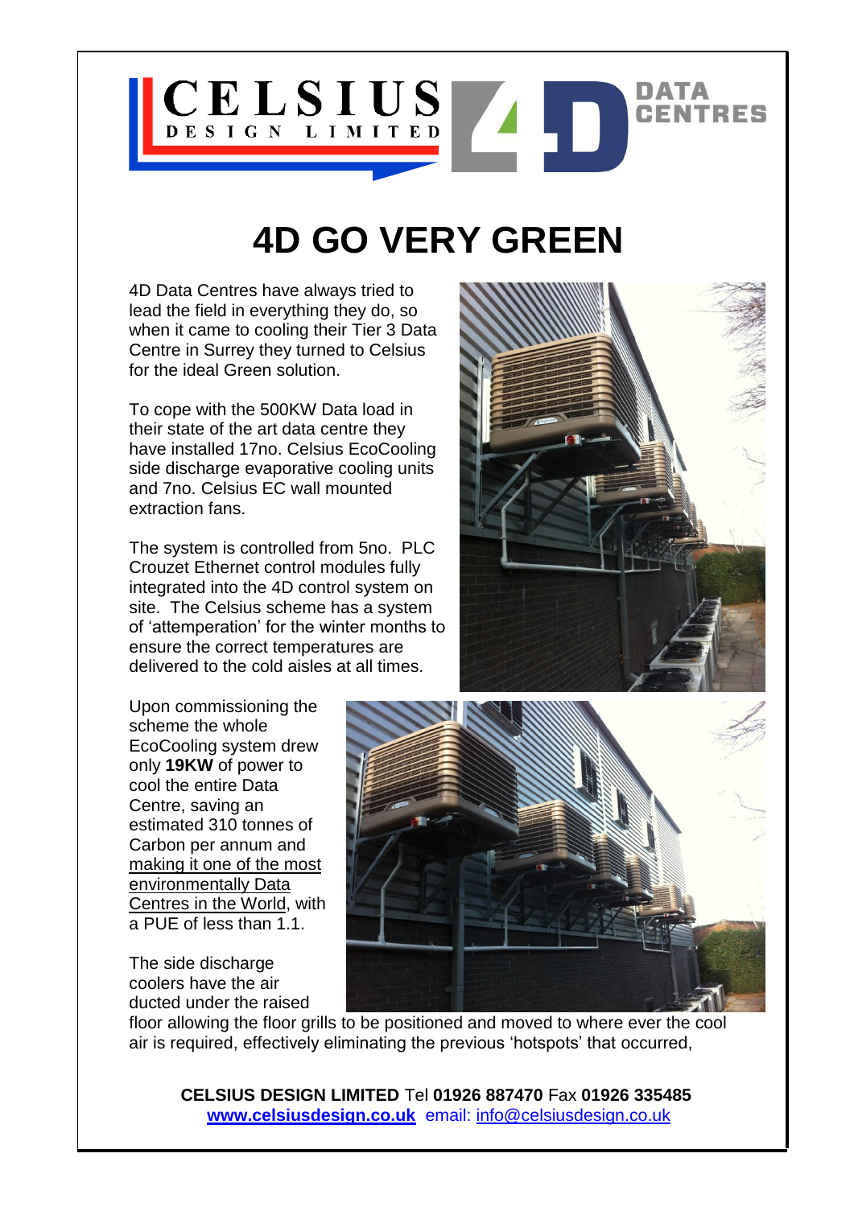CELSIUS DESIGN LIMITED

4D DATA CENTRES

# 4D GO VERY GREEN

4D Data Centres have always tried to lead the field in everything they do, so when it came to cooling their Tier 3 Data Centre in Surrey they turned to Celsius for the ideal Green solution.

To cope with the 500KW Data load in their state of the art data centre they have installed 17no. Celsius EcoCooling side discharge evaporative cooling units and 7no. Celsius EC wall mounted extraction fans.

The system is controlled from 5no. PLC Crouzet Ethernet control modules fully integrated into the 4D control system on site. The Celsius scheme has a system of 'attemperation' for the winter months to ensure the correct temperatures are delivered to the cold aisles at all times.

Upon commissioning the scheme the whole EcoCooling system drew only **19KW** of power to cool the entire Data Centre, saving an estimated 310 tonnes of Carbon per annum and making it one of the most environmentally Data Centres in the World, with a PUE of less than 1.1.

The side discharge coolers have the air ducted under the raised floor allowing the floor grills to be positioned and moved to where ever the cool air is required, effectively eliminating the previous 'hotspots' that occurred,

**CELSIUS DESIGN LIMITED** Tel **01926 887470** Fax **01926 335485**
**www.celsiusdesign.co.uk** email: info@celsiusdesign.co.uk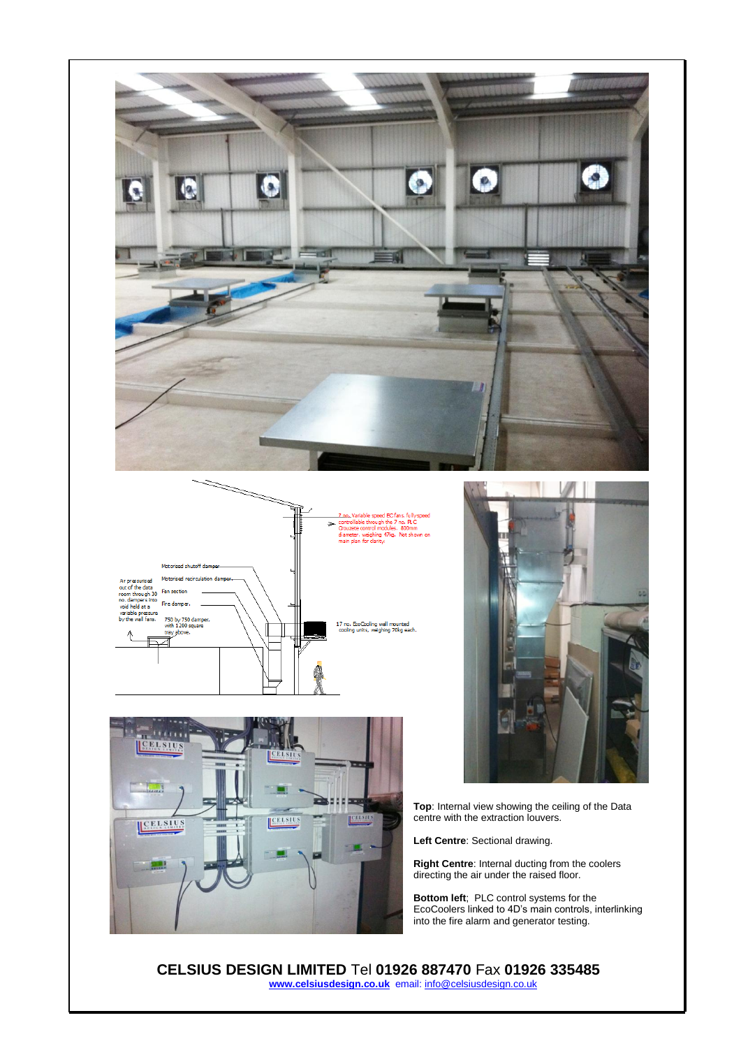7 no. Variable speed ECfans, fully speed controllable through the 7 no. PLC Crouzete control modules. 800mm diameter, weighing 47kg. Not shown on main plan for clarity.

Motorised shutoff damper

Motorised recirculation damper

Fan section

Fire damper.

Air pressurised out of the data room through 30 no. dampers into void held at a variable pressure by the wall fans.

750 by 750 damper, with 1200 square tray above.

17 no. EcoCooling wall mounted cooling units, weighing 70kg each.

**Top**: Internal view showing the ceiling of the Data centre with the extraction louvers.

**Left Centre**: Sectional drawing.

**Right Centre**: Internal ducting from the coolers directing the air under the raised floor.

**Bottom left**; PLC control systems for the EcoCoolers linked to 4D's main controls, interlinking into the fire alarm and generator testing.

**CELSIUS DESIGN LIMITED** Tel **01926 887470** Fax **01926 335485**
**www.celsiusdesign.co.uk** email: info@celsiusdesign.co.uk